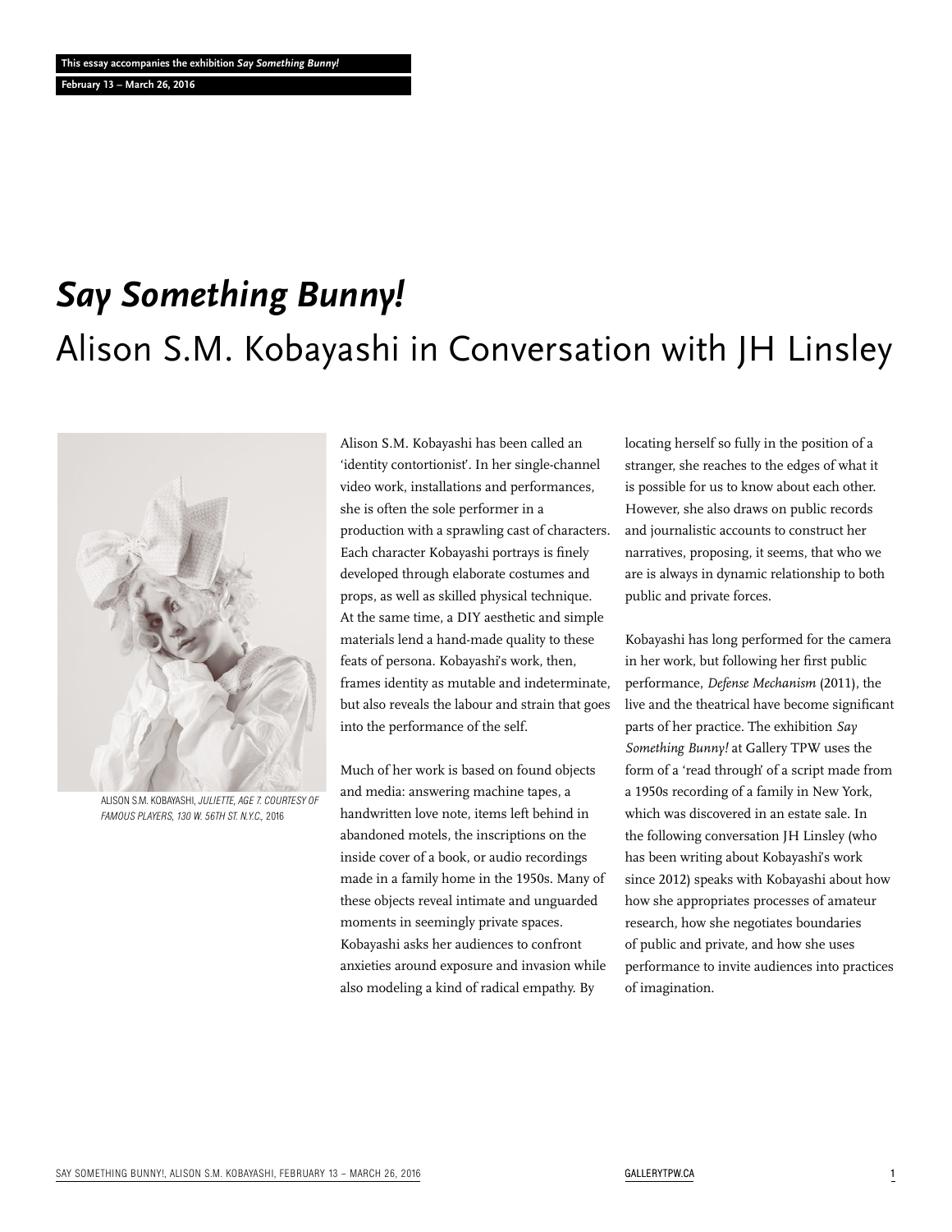This essay accompanies the exhibition *Say Something Bunny!*

February 13 – March 26, 2016

# *Say Something Bunny!*

## Alison S.M. Kobayashi in Conversation with JH Linsley

ALISON S.M. KOBAYASHI, *JULIETTE, AGE 7. COURTESY OF FAMOUS PLAYERS, 130 W. 56TH ST. N.Y.C.*, 2016

Alison S.M. Kobayashi has been called an 'identity contortionist'. In her single-channel video work, installations and performances, she is often the sole performer in a production with a sprawling cast of characters. Each character Kobayashi portrays is finely developed through elaborate costumes and props, as well as skilled physical technique. At the same time, a DIY aesthetic and simple materials lend a hand-made quality to these feats of persona. Kobayashi's work, then, frames identity as mutable and indeterminate, but also reveals the labour and strain that goes into the performance of the self.

Much of her work is based on found objects and media: answering machine tapes, a handwritten love note, items left behind in abandoned motels, the inscriptions on the inside cover of a book, or audio recordings made in a family home in the 1950s. Many of these objects reveal intimate and unguarded moments in seemingly private spaces. Kobayashi asks her audiences to confront anxieties around exposure and invasion while also modeling a kind of radical empathy. By locating herself so fully in the position of a stranger, she reaches to the edges of what it is possible for us to know about each other. However, she also draws on public records and journalistic accounts to construct her narratives, proposing, it seems, that who we are is always in dynamic relationship to both public and private forces.

Kobayashi has long performed for the camera in her work, but following her first public performance, *Defense Mechanism* (2011), the live and the theatrical have become significant parts of her practice. The exhibition *Say Something Bunny!* at Gallery TPW uses the form of a 'read through' of a script made from a 1950s recording of a family in New York, which was discovered in an estate sale. In the following conversation JH Linsley (who has been writing about Kobayashi's work since 2012) speaks with Kobayashi about how how she appropriates processes of amateur research, how she negotiates boundaries of public and private, and how she uses performance to invite audiences into practices of imagination.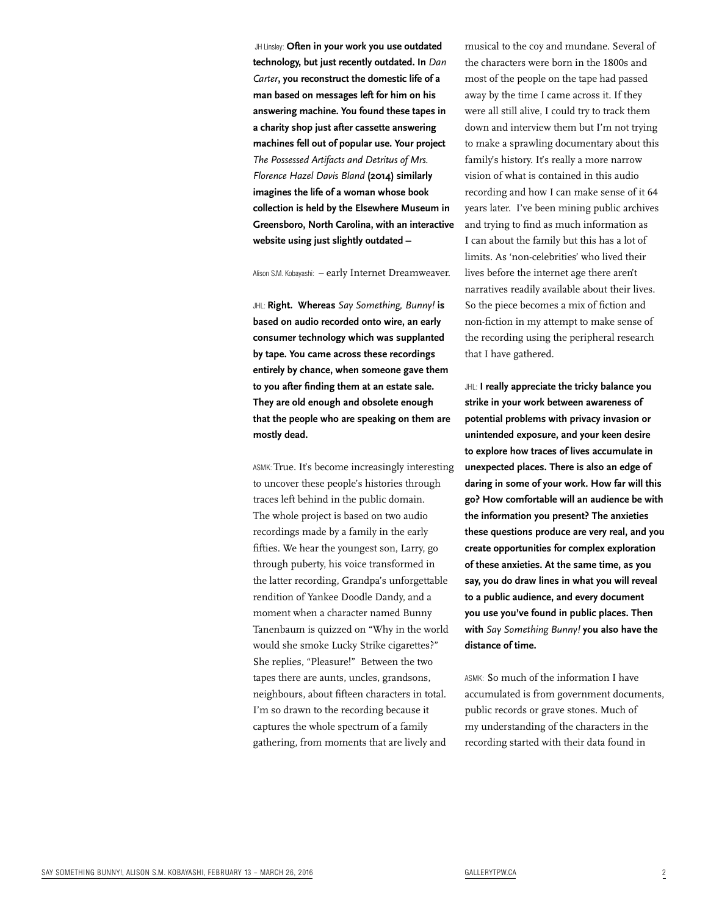JH Linsley: **Often in your work you use outdated technology, but just recently outdated. In *Dan Carter*, you reconstruct the domestic life of a man based on messages left for him on his answering machine. You found these tapes in a charity shop just after cassette answering machines fell out of popular use. Your project *The Possessed Artifacts and Detritus of Mrs. Florence Hazel Davis Bland* (2014) similarly imagines the life of a woman whose book collection is held by the Elsewhere Museum in Greensboro, North Carolina, with an interactive website using just slightly outdated –**

Alison S.M. Kobayashi: – early Internet Dreamweaver.

JHL: **Right. Whereas *Say Something, Bunny!* is based on audio recorded onto wire, an early consumer technology which was supplanted by tape. You came across these recordings entirely by chance, when someone gave them to you after finding them at an estate sale. They are old enough and obsolete enough that the people who are speaking on them are mostly dead.**

ASMK: True. It's become increasingly interesting to uncover these people's histories through traces left behind in the public domain. The whole project is based on two audio recordings made by a family in the early fifties. We hear the youngest son, Larry, go through puberty, his voice transformed in the latter recording, Grandpa's unforgettable rendition of Yankee Doodle Dandy, and a moment when a character named Bunny Tanenbaum is quizzed on "Why in the world would she smoke Lucky Strike cigarettes?" She replies, "Pleasure!" Between the two tapes there are aunts, uncles, grandsons, neighbours, about fifteen characters in total. I'm so drawn to the recording because it captures the whole spectrum of a family gathering, from moments that are lively and musical to the coy and mundane. Several of the characters were born in the 1800s and most of the people on the tape had passed away by the time I came across it. If they were all still alive, I could try to track them down and interview them but I'm not trying to make a sprawling documentary about this family's history. It's really a more narrow vision of what is contained in this audio recording and how I can make sense of it 64 years later. I've been mining public archives and trying to find as much information as I can about the family but this has a lot of limits. As 'non-celebrities' who lived their lives before the internet age there aren't narratives readily available about their lives. So the piece becomes a mix of fiction and non-fiction in my attempt to make sense of the recording using the peripheral research that I have gathered.

JHL: **I really appreciate the tricky balance you strike in your work between awareness of potential problems with privacy invasion or unintended exposure, and your keen desire to explore how traces of lives accumulate in unexpected places. There is also an edge of daring in some of your work. How far will this go? How comfortable will an audience be with the information you present? The anxieties these questions produce are very real, and you create opportunities for complex exploration of these anxieties. At the same time, as you say, you do draw lines in what you will reveal to a public audience, and every document you use you've found in public places. Then with *Say Something Bunny!* you also have the distance of time.**

ASMK: So much of the information I have accumulated is from government documents, public records or grave stones. Much of my understanding of the characters in the recording started with their data found in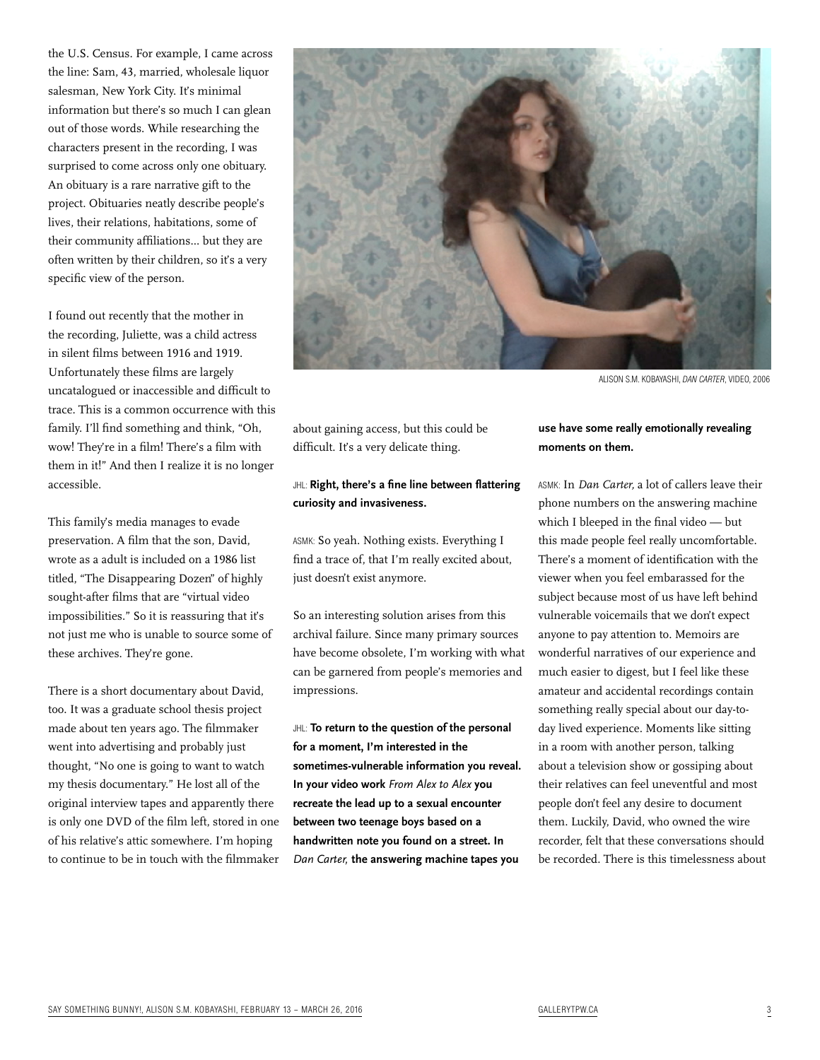the U.S. Census. For example, I came across the line: Sam, 43, married, wholesale liquor salesman, New York City. It's minimal information but there's so much I can glean out of those words. While researching the characters present in the recording, I was surprised to come across only one obituary. An obituary is a rare narrative gift to the project. Obituaries neatly describe people's lives, their relations, habitations, some of their community affiliations... but they are often written by their children, so it's a very specific view of the person.

I found out recently that the mother in the recording, Juliette, was a child actress in silent films between 1916 and 1919. Unfortunately these films are largely uncatalogued or inaccessible and difficult to trace. This is a common occurrence with this family. I'll find something and think, "Oh, wow! They're in a film! There's a film with them in it!" And then I realize it is no longer accessible.

This family's media manages to evade preservation. A film that the son, David, wrote as a adult is included on a 1986 list titled, "The Disappearing Dozen" of highly sought-after films that are "virtual video impossibilities." So it is reassuring that it's not just me who is unable to source some of these archives. They're gone.

There is a short documentary about David, too. It was a graduate school thesis project made about ten years ago. The filmmaker went into advertising and probably just thought, "No one is going to want to watch my thesis documentary." He lost all of the original interview tapes and apparently there is only one DVD of the film left, stored in one of his relative's attic somewhere. I'm hoping to continue to be in touch with the filmmaker about gaining access, but this could be difficult. It's a very delicate thing.

ALISON S.M. KOBAYASHI, *DAN CARTER*, VIDEO, 2006

JHL: **Right, there's a fine line between flattering curiosity and invasiveness.**

ASMK: So yeah. Nothing exists. Everything I find a trace of, that I'm really excited about, just doesn't exist anymore.

So an interesting solution arises from this archival failure. Since many primary sources have become obsolete, I'm working with what can be garnered from people's memories and impressions.

JHL: **To return to the question of the personal for a moment, I'm interested in the sometimes-vulnerable information you reveal. In your video work *From Alex to Alex* you recreate the lead up to a sexual encounter between two teenage boys based on a handwritten note you found on a street. In *Dan Carter,* the answering machine tapes you use have some really emotionally revealing moments on them.**

ASMK: In *Dan Carter,* a lot of callers leave their phone numbers on the answering machine which I bleeped in the final video — but this made people feel really uncomfortable. There's a moment of identification with the viewer when you feel embarassed for the subject because most of us have left behind vulnerable voicemails that we don't expect anyone to pay attention to. Memoirs are wonderful narratives of our experience and much easier to digest, but I feel like these amateur and accidental recordings contain something really special about our day-to-day lived experience. Moments like sitting in a room with another person, talking about a television show or gossiping about their relatives can feel uneventful and most people don't feel any desire to document them. Luckily, David, who owned the wire recorder, felt that these conversations should be recorded. There is this timelessness about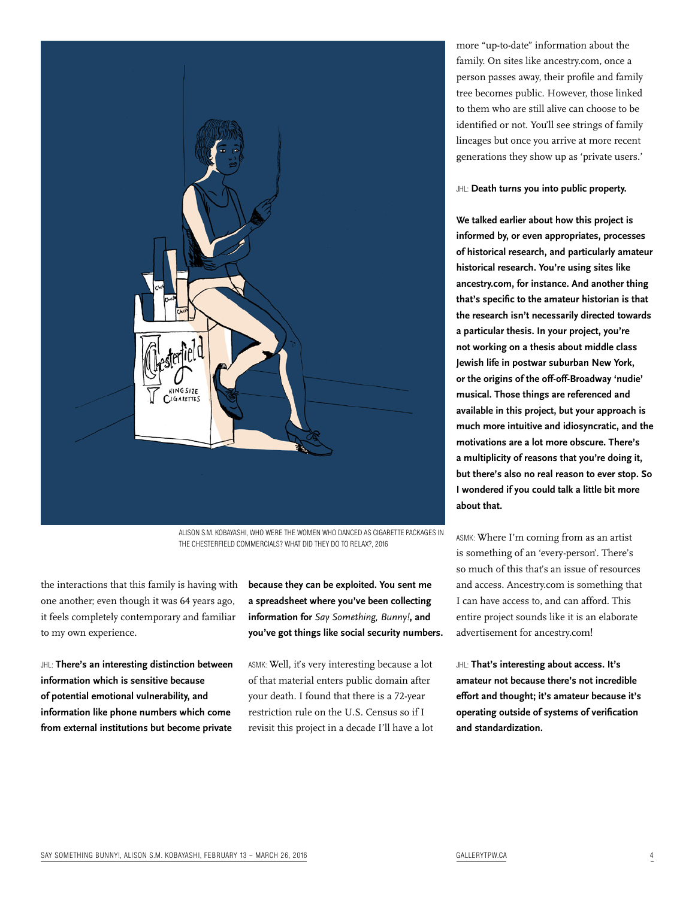ALISON S.M. KOBAYASHI, WHO WERE THE WOMEN WHO DANCED AS CIGARETTE PACKAGES IN THE CHESTERFIELD COMMERCIALS? WHAT DID THEY DO TO RELAX?, 2016

the interactions that this family is having with one another; even though it was 64 years ago, it feels completely contemporary and familiar to my own experience.

JHL: **There's an interesting distinction between information which is sensitive because of potential emotional vulnerability, and information like phone numbers which come from external institutions but become private because they can be exploited. You sent me a spreadsheet where you've been collecting information for *Say Something, Bunny!*, and you've got things like social security numbers.**

ASMK: Well, it's very interesting because a lot of that material enters public domain after your death. I found that there is a 72-year restriction rule on the U.S. Census so if I revisit this project in a decade I'll have a lot more "up-to-date" information about the family. On sites like ancestry.com, once a person passes away, their profile and family tree becomes public. However, those linked to them who are still alive can choose to be identified or not. You'll see strings of family lineages but once you arrive at more recent generations they show up as 'private users.'

JHL: **Death turns you into public property.**

**We talked earlier about how this project is informed by, or even appropriates, processes of historical research, and particularly amateur historical research. You're using sites like ancestry.com, for instance. And another thing that's specific to the amateur historian is that the research isn't necessarily directed towards a particular thesis. In your project, you're not working on a thesis about middle class Jewish life in postwar suburban New York, or the origins of the off-off-Broadway 'nudie' musical. Those things are referenced and available in this project, but your approach is much more intuitive and idiosyncratic, and the motivations are a lot more obscure. There's a multiplicity of reasons that you're doing it, but there's also no real reason to ever stop. So I wondered if you could talk a little bit more about that.**

ASMK: Where I'm coming from as an artist is something of an 'every-person'. There's so much of this that's an issue of resources and access. Ancestry.com is something that I can have access to, and can afford. This entire project sounds like it is an elaborate advertisement for ancestry.com!

JHL: **That's interesting about access. It's amateur not because there's not incredible effort and thought; it's amateur because it's operating outside of systems of verification and standardization.**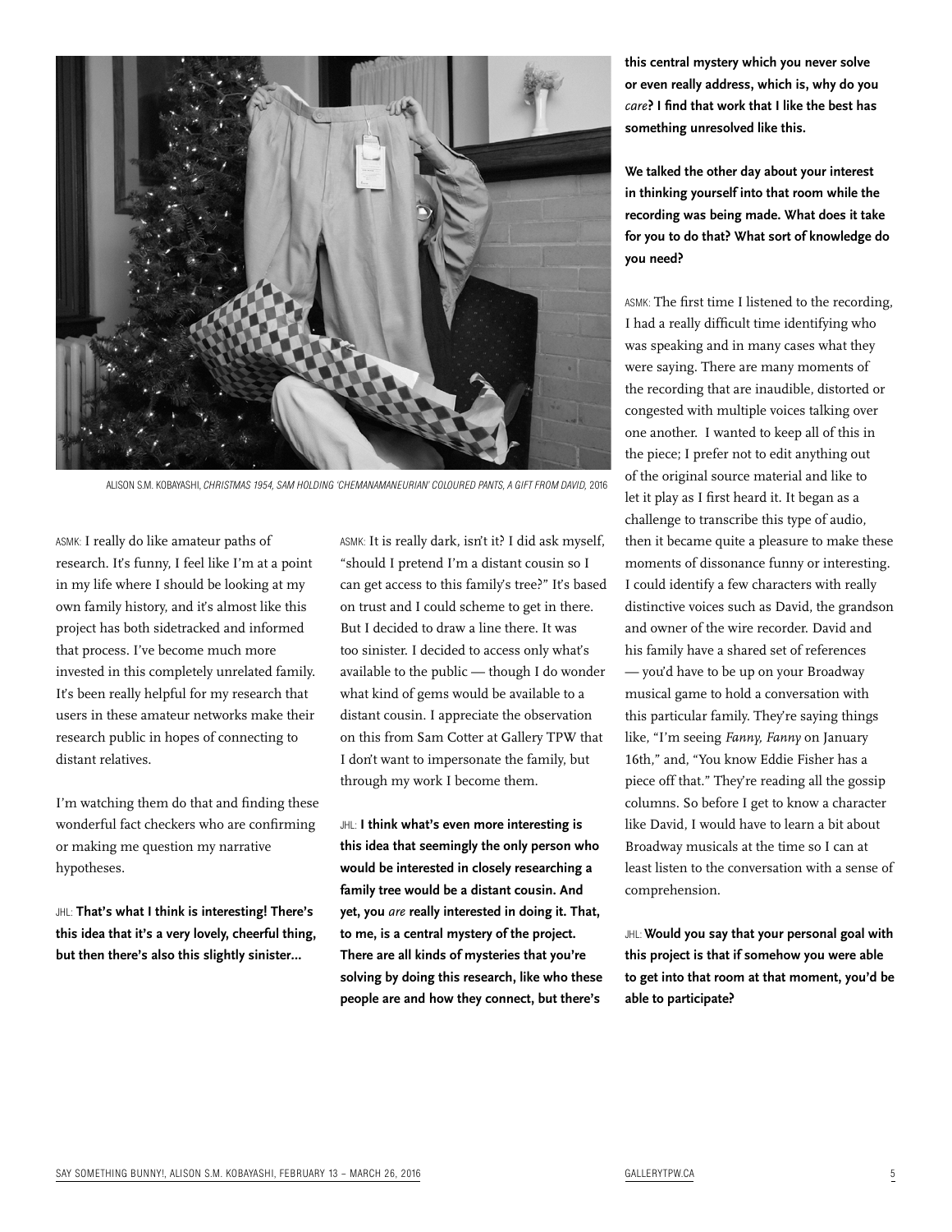ALISON S.M. KOBAYASHI, *CHRISTMAS 1954, SAM HOLDING 'CHEMANAMANEURIAN' COLOURED PANTS, A GIFT FROM DAVID*, 2016

ASMK: I really do like amateur paths of research. It's funny, I feel like I'm at a point in my life where I should be looking at my own family history, and it's almost like this project has both sidetracked and informed that process. I've become much more invested in this completely unrelated family. It's been really helpful for my research that users in these amateur networks make their research public in hopes of connecting to distant relatives.

I'm watching them do that and finding these wonderful fact checkers who are confirming or making me question my narrative hypotheses.

JHL: **That's what I think is interesting! There's this idea that it's a very lovely, cheerful thing, but then there's also this slightly sinister...**

ASMK: It is really dark, isn't it? I did ask myself, "should I pretend I'm a distant cousin so I can get access to this family's tree?" It's based on trust and I could scheme to get in there. But I decided to draw a line there. It was too sinister. I decided to access only what's available to the public — though I do wonder what kind of gems would be available to a distant cousin. I appreciate the observation on this from Sam Cotter at Gallery TPW that I don't want to impersonate the family, but through my work I become them.

JHL: **I think what's even more interesting is this idea that seemingly the only person who would be interested in closely researching a family tree would be a distant cousin. And yet, you *are* really interested in doing it. That, to me, is a central mystery of the project. There are all kinds of mysteries that you're solving by doing this research, like who these people are and how they connect, but there's this central mystery which you never solve or even really address, which is, why do you *care*? I find that work that I like the best has something unresolved like this.**

**We talked the other day about your interest in thinking yourself into that room while the recording was being made. What does it take for you to do that? What sort of knowledge do you need?**

ASMK: The first time I listened to the recording, I had a really difficult time identifying who was speaking and in many cases what they were saying. There are many moments of the recording that are inaudible, distorted or congested with multiple voices talking over one another. I wanted to keep all of this in the piece; I prefer not to edit anything out of the original source material and like to let it play as I first heard it. It began as a challenge to transcribe this type of audio, then it became quite a pleasure to make these moments of dissonance funny or interesting. I could identify a few characters with really distinctive voices such as David, the grandson and owner of the wire recorder. David and his family have a shared set of references — you'd have to be up on your Broadway musical game to hold a conversation with this particular family. They're saying things like, "I'm seeing *Fanny, Fanny* on January 16th," and, "You know Eddie Fisher has a piece off that." They're reading all the gossip columns. So before I get to know a character like David, I would have to learn a bit about Broadway musicals at the time so I can at least listen to the conversation with a sense of comprehension.

JHL: **Would you say that your personal goal with this project is that if somehow you were able to get into that room at that moment, you'd be able to participate?**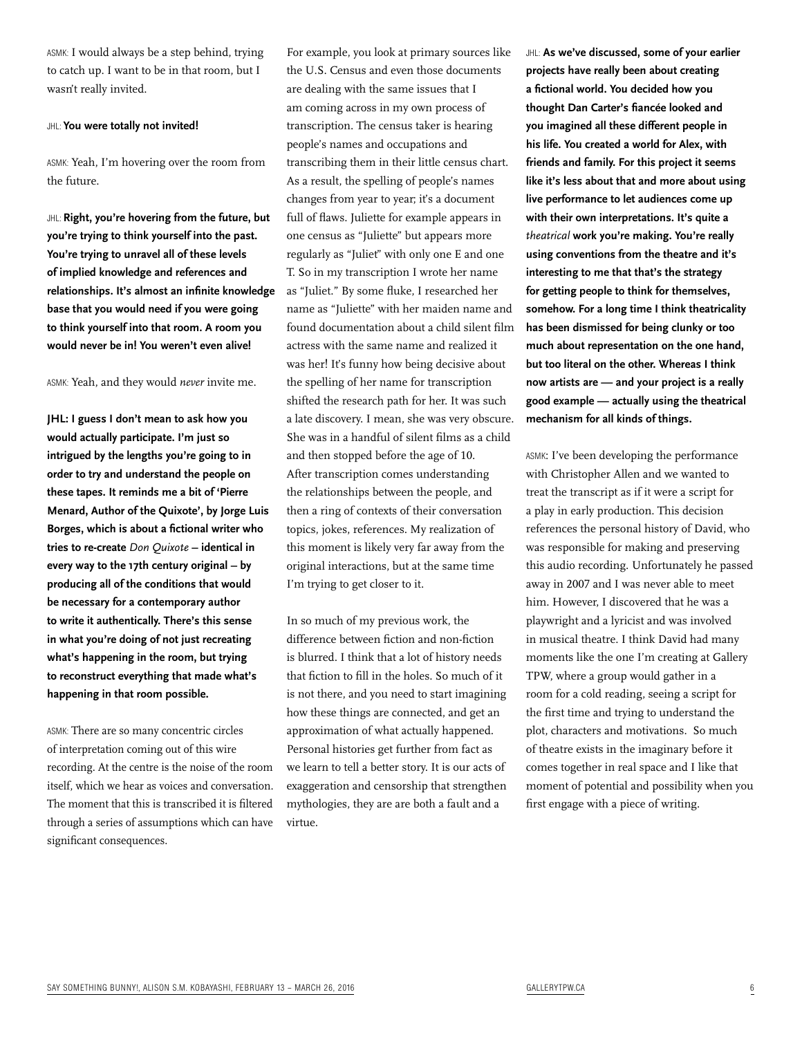ASMK: I would always be a step behind, trying to catch up. I want to be in that room, but I wasn't really invited.

JHL: **You were totally not invited!**

ASMK: Yeah, I'm hovering over the room from the future.

JHL: **Right, you're hovering from the future, but you're trying to think yourself into the past. You're trying to unravel all of these levels of implied knowledge and references and relationships. It's almost an infinite knowledge base that you would need if you were going to think yourself into that room. A room you would never be in! You weren't even alive!**

ASMK: Yeah, and they would *never* invite me.

**JHL: I guess I don't mean to ask how you would actually participate. I'm just so intrigued by the lengths you're going to in order to try and understand the people on these tapes. It reminds me a bit of 'Pierre Menard, Author of the Quixote', by Jorge Luis Borges, which is about a fictional writer who tries to re-create *Don Quixote* – identical in every way to the 17th century original – by producing all of the conditions that would be necessary for a contemporary author to write it authentically. There's this sense in what you're doing of not just recreating what's happening in the room, but trying to reconstruct everything that made what's happening in that room possible.**

ASMK: There are so many concentric circles of interpretation coming out of this wire recording. At the centre is the noise of the room itself, which we hear as voices and conversation. The moment that this is transcribed it is filtered through a series of assumptions which can have significant consequences.

For example, you look at primary sources like the U.S. Census and even those documents are dealing with the same issues that I am coming across in my own process of transcription. The census taker is hearing people's names and occupations and transcribing them in their little census chart. As a result, the spelling of people's names changes from year to year; it's a document full of flaws. Juliette for example appears in one census as "Juliette" but appears more regularly as "Juliet" with only one E and one T. So in my transcription I wrote her name as "Juliet." By some fluke, I researched her name as "Juliette" with her maiden name and found documentation about a child silent film actress with the same name and realized it was her! It's funny how being decisive about the spelling of her name for transcription shifted the research path for her. It was such a late discovery. I mean, she was very obscure. She was in a handful of silent films as a child and then stopped before the age of 10. After transcription comes understanding the relationships between the people, and then a ring of contexts of their conversation topics, jokes, references. My realization of this moment is likely very far away from the original interactions, but at the same time I'm trying to get closer to it.

In so much of my previous work, the difference between fiction and non-fiction is blurred. I think that a lot of history needs that fiction to fill in the holes. So much of it is not there, and you need to start imagining how these things are connected, and get an approximation of what actually happened. Personal histories get further from fact as we learn to tell a better story. It is our acts of exaggeration and censorship that strengthen mythologies, they are are both a fault and a virtue.

JHL: **As we've discussed, some of your earlier projects have really been about creating a fictional world. You decided how you thought Dan Carter's fiancée looked and you imagined all these different people in his life. You created a world for Alex, with friends and family. For this project it seems like it's less about that and more about using live performance to let audiences come up with their own interpretations. It's quite a *theatrical* work you're making. You're really using conventions from the theatre and it's interesting to me that that's the strategy for getting people to think for themselves, somehow. For a long time I think theatricality has been dismissed for being clunky or too much about representation on the one hand, but too literal on the other. Whereas I think now artists are — and your project is a really good example — actually using the theatrical mechanism for all kinds of things.**

ASMK: I've been developing the performance with Christopher Allen and we wanted to treat the transcript as if it were a script for a play in early production. This decision references the personal history of David, who was responsible for making and preserving this audio recording. Unfortunately he passed away in 2007 and I was never able to meet him. However, I discovered that he was a playwright and a lyricist and was involved in musical theatre. I think David had many moments like the one I'm creating at Gallery TPW, where a group would gather in a room for a cold reading, seeing a script for the first time and trying to understand the plot, characters and motivations. So much of theatre exists in the imaginary before it comes together in real space and I like that moment of potential and possibility when you first engage with a piece of writing.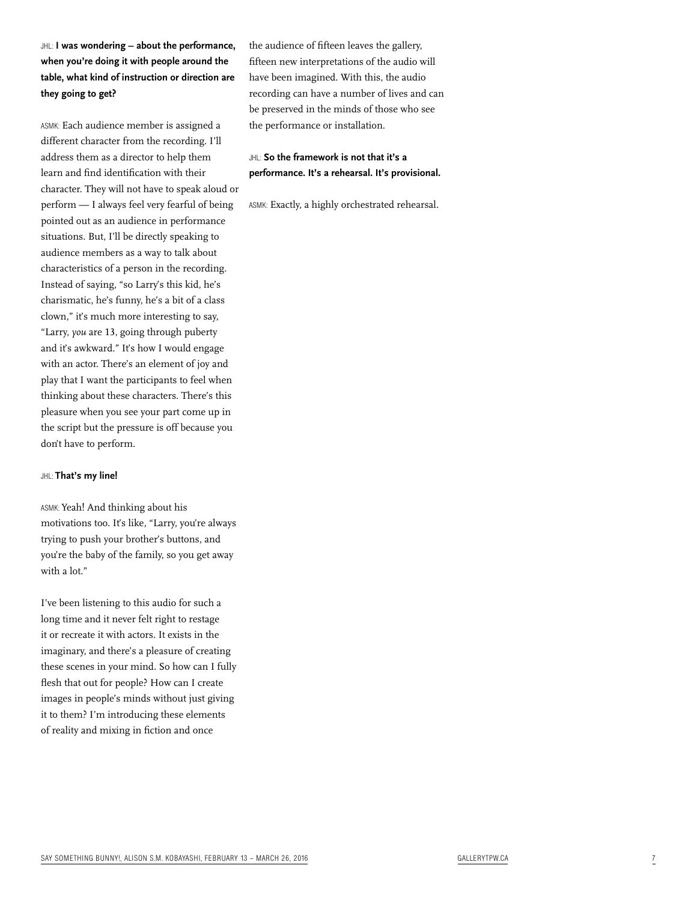JHL: **I was wondering — about the performance, when you're doing it with people around the table, what kind of instruction or direction are they going to get?**

ASMK: Each audience member is assigned a different character from the recording. I'll address them as a director to help them learn and find identification with their character. They will not have to speak aloud or perform — I always feel very fearful of being pointed out as an audience in performance situations. But, I'll be directly speaking to audience members as a way to talk about characteristics of a person in the recording. Instead of saying, "so Larry's this kid, he's charismatic, he's funny, he's a bit of a class clown," it's much more interesting to say, "Larry, *you* are 13, going through puberty and it's awkward." It's how I would engage with an actor. There's an element of joy and play that I want the participants to feel when thinking about these characters. There's this pleasure when you see your part come up in the script but the pressure is off because you don't have to perform.

JHL: **That's my line!**

ASMK: Yeah! And thinking about his motivations too. It's like, "Larry, you're always trying to push your brother's buttons, and you're the baby of the family, so you get away with a lot."

I've been listening to this audio for such a long time and it never felt right to restage it or recreate it with actors. It exists in the imaginary, and there's a pleasure of creating these scenes in your mind. So how can I fully flesh that out for people? How can I create images in people's minds without just giving it to them? I'm introducing these elements of reality and mixing in fiction and once the audience of fifteen leaves the gallery, fifteen new interpretations of the audio will have been imagined. With this, the audio recording can have a number of lives and can be preserved in the minds of those who see the performance or installation.

JHL: **So the framework is not that it's a performance. It's a rehearsal. It's provisional.**

ASMK: Exactly, a highly orchestrated rehearsal.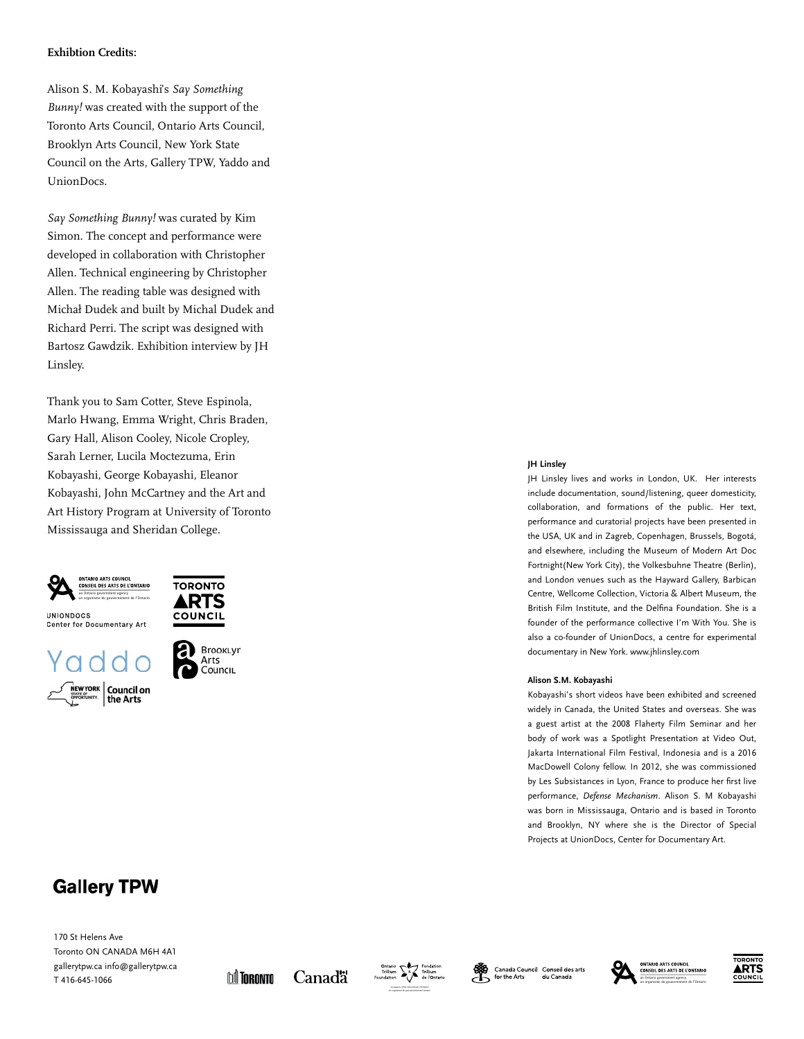**Exhibtion Credits:**

Alison S. M. Kobayashi's *Say Something Bunny!* was created with the support of the Toronto Arts Council, Ontario Arts Council, Brooklyn Arts Council, New York State Council on the Arts, Gallery TPW, Yaddo and UnionDocs.

*Say Something Bunny!* was curated by Kim Simon. The concept and performance were developed in collaboration with Christopher Allen. Technical engineering by Christopher Allen. The reading table was designed with Michał Dudek and built by Michal Dudek and Richard Perri. The script was designed with Bartosz Gawdzik. Exhibition interview by JH Linsley.

Thank you to Sam Cotter, Steve Espinola, Marlo Hwang, Emma Wright, Chris Braden, Gary Hall, Alison Cooley, Nicole Cropley, Sarah Lerner, Lucila Moctezuma, Erin Kobayashi, George Kobayashi, Eleanor Kobayashi, John McCartney and the Art and Art History Program at University of Toronto Mississauga and Sheridan College.

ONTARIO ARTS COUNCIL
CONSEIL DES ARTS DE L'ONTARIO
an Ontario government agency
un organisme du gouvernement de l'Ontario

TORONTO ARTS COUNCIL

UNIONDOCS
Center for Documentary Art

Yaddo

Brooklyn Arts Council

NEW YORK STATE OF OPPORTUNITY. Council on the Arts

**JH Linsley**

JH Linsley lives and works in London, UK. Her interests include documentation, sound/listening, queer domesticity, collaboration, and formations of the public. Her text, performance and curatorial projects have been presented in the USA, UK and in Zagreb, Copenhagen, Brussels, Bogotá, and elsewhere, including the Museum of Modern Art Doc Fortnight(New York City), the Volkesbuhne Theatre (Berlin), and London venues such as the Hayward Gallery, Barbican Centre, Wellcome Collection, Victoria & Albert Museum, the British Film Institute, and the Delfina Foundation. She is a founder of the performance collective I'm With You. She is also a co-founder of UnionDocs, a centre for experimental documentary in New York. www.jhlinsley.com

**Alison S.M. Kobayashi**

Kobayashi's short videos have been exhibited and screened widely in Canada, the United States and overseas. She was a guest artist at the 2008 Flaherty Film Seminar and her body of work was a Spotlight Presentation at Video Out, Jakarta International Film Festival, Indonesia and is a 2016 MacDowell Colony fellow. In 2012, she was commissioned by Les Subsistances in Lyon, France to produce her first live performance, *Defense Mechanism*. Alison S. M Kobayashi was born in Mississauga, Ontario and is based in Toronto and Brooklyn, NY where she is the Director of Special Projects at UnionDocs, Center for Documentary Art.

**Gallery TPW**

170 St Helens Ave
Toronto ON CANADA M6H 4A1
gallerytpw.ca info@gallerytpw.ca
T 416-645-1066

Toronto · Canada · Ontario Trillium Foundation / Fondation Trillium de l'Ontario · Canada Council for the Arts / Conseil des arts du Canada · Ontario Arts Council / Conseil des arts de l'Ontario · Toronto Arts Council